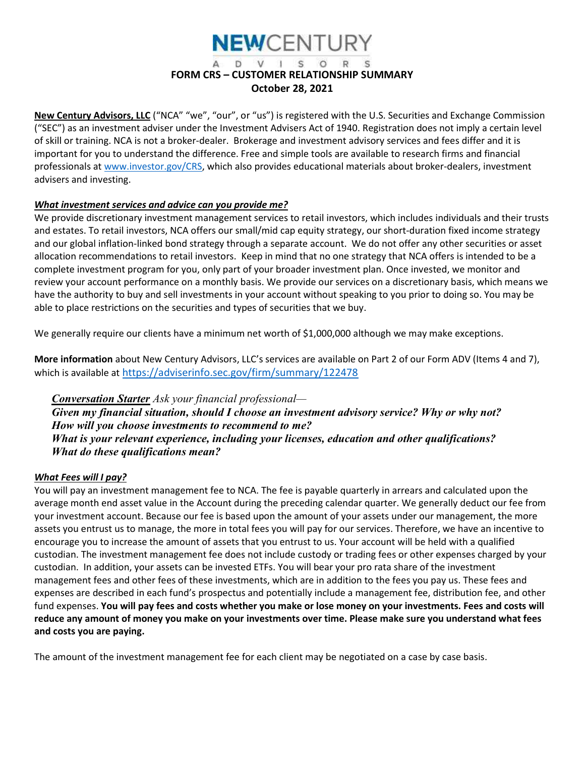# NEW CENTURY ADVISORS

## FORM CRS – CUSTOMER RELATIONSHIP SUMMARY

**October 28, 2021**

**New Century Advisors, LLC** ("NCA" "we", "our", or "us") is registered with the U.S. Securities and Exchange Commission ("SEC") as an investment adviser under the Investment Advisers Act of 1940. Registration does not imply a certain level of skill or training. NCA is not a broker-dealer. Brokerage and investment advisory services and fees differ and it is important for you to understand the difference. Free and simple tools are available to research firms and financial professionals at www.investor.gov/CRS, which also provides educational materials about broker-dealers, investment advisers and investing.

### *What investment services and advice can you provide me?*

We provide discretionary investment management services to retail investors, which includes individuals and their trusts and estates. To retail investors, NCA offers our small/mid cap equity strategy, our short-duration fixed income strategy and our global inflation-linked bond strategy through a separate account. We do not offer any other securities or asset allocation recommendations to retail investors. Keep in mind that no one strategy that NCA offers is intended to be a complete investment program for you, only part of your broader investment plan. Once invested, we monitor and review your account performance on a monthly basis. We provide our services on a discretionary basis, which means we have the authority to buy and sell investments in your account without speaking to you prior to doing so. You may be able to place restrictions on the securities and types of securities that we buy.

We generally require our clients have a minimum net worth of $1,000,000 although we may make exceptions.

**More information** about New Century Advisors, LLC's services are available on Part 2 of our Form ADV (Items 4 and 7), which is available at https://adviserinfo.sec.gov/firm/summary/122478

> ***Conversation Starter*** *Ask your financial professional—*
> ***Given my financial situation, should I choose an investment advisory service? Why or why not?***
> ***How will you choose investments to recommend to me?***
> ***What is your relevant experience, including your licenses, education and other qualifications?***
> ***What do these qualifications mean?***

### *What Fees will I pay?*

You will pay an investment management fee to NCA. The fee is payable quarterly in arrears and calculated upon the average month end asset value in the Account during the preceding calendar quarter. We generally deduct our fee from your investment account. Because our fee is based upon the amount of your assets under our management, the more assets you entrust us to manage, the more in total fees you will pay for our services. Therefore, we have an incentive to encourage you to increase the amount of assets that you entrust to us. Your account will be held with a qualified custodian. The investment management fee does not include custody or trading fees or other expenses charged by your custodian. In addition, your assets can be invested ETFs. You will bear your pro rata share of the investment management fees and other fees of these investments, which are in addition to the fees you pay us. These fees and expenses are described in each fund's prospectus and potentially include a management fee, distribution fee, and other fund expenses. **You will pay fees and costs whether you make or lose money on your investments. Fees and costs will reduce any amount of money you make on your investments over time. Please make sure you understand what fees and costs you are paying.**

The amount of the investment management fee for each client may be negotiated on a case by case basis.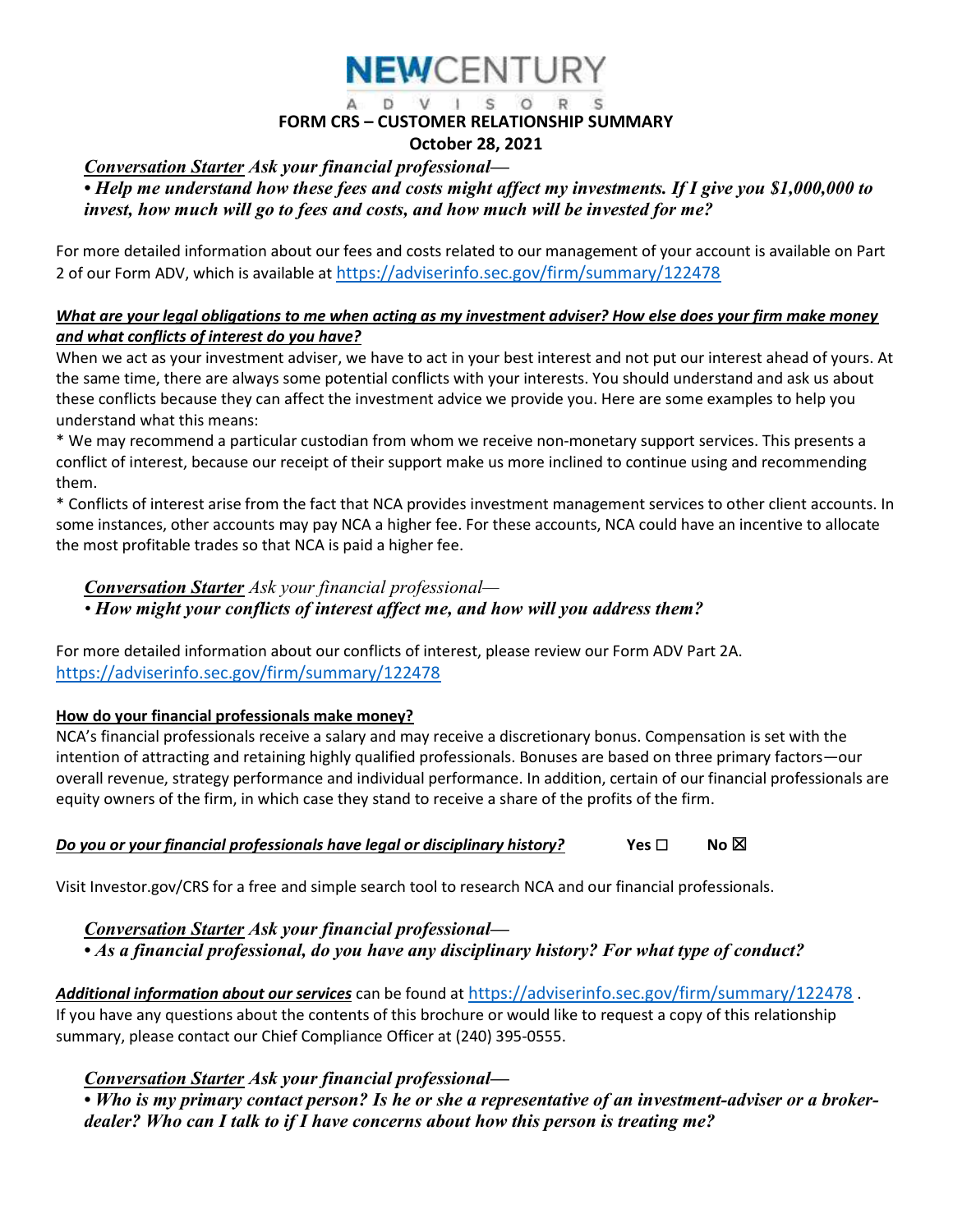# NEWCENTURY ADVISORS

**FORM CRS – CUSTOMER RELATIONSHIP SUMMARY**

**October 28, 2021**

***Conversation Starter*** ***Ask your financial professional—***

***• Help me understand how these fees and costs might affect my investments. If I give you $1,000,000 to invest, how much will go to fees and costs, and how much will be invested for me?***

For more detailed information about our fees and costs related to our management of your account is available on Part 2 of our Form ADV, which is available at https://adviserinfo.sec.gov/firm/summary/122478

***What are your legal obligations to me when acting as my investment adviser? How else does your firm make money and what conflicts of interest do you have?***

When we act as your investment adviser, we have to act in your best interest and not put our interest ahead of yours. At the same time, there are always some potential conflicts with your interests. You should understand and ask us about these conflicts because they can affect the investment advice we provide you. Here are some examples to help you understand what this means:

* We may recommend a particular custodian from whom we receive non-monetary support services. This presents a conflict of interest, because our receipt of their support make us more inclined to continue using and recommending them.

* Conflicts of interest arise from the fact that NCA provides investment management services to other client accounts. In some instances, other accounts may pay NCA a higher fee. For these accounts, NCA could have an incentive to allocate the most profitable trades so that NCA is paid a higher fee.

***Conversation Starter*** *Ask your financial professional—*

***• How might your conflicts of interest affect me, and how will you address them?***

For more detailed information about our conflicts of interest, please review our Form ADV Part 2A. https://adviserinfo.sec.gov/firm/summary/122478

**How do your financial professionals make money?**

NCA's financial professionals receive a salary and may receive a discretionary bonus. Compensation is set with the intention of attracting and retaining highly qualified professionals. Bonuses are based on three primary factors—our overall revenue, strategy performance and individual performance. In addition, certain of our financial professionals are equity owners of the firm, in which case they stand to receive a share of the profits of the firm.

***Do you or your financial professionals have legal or disciplinary history?*** **Yes ☐ No ☒**

Visit Investor.gov/CRS for a free and simple search tool to research NCA and our financial professionals.

***Conversation Starter*** ***Ask your financial professional—***

***• As a financial professional, do you have any disciplinary history? For what type of conduct?***

***Additional information about our services*** can be found at https://adviserinfo.sec.gov/firm/summary/122478 . If you have any questions about the contents of this brochure or would like to request a copy of this relationship summary, please contact our Chief Compliance Officer at (240) 395-0555.

***Conversation Starter*** ***Ask your financial professional—***

***• Who is my primary contact person? Is he or she a representative of an investment-adviser or a broker-dealer? Who can I talk to if I have concerns about how this person is treating me?***